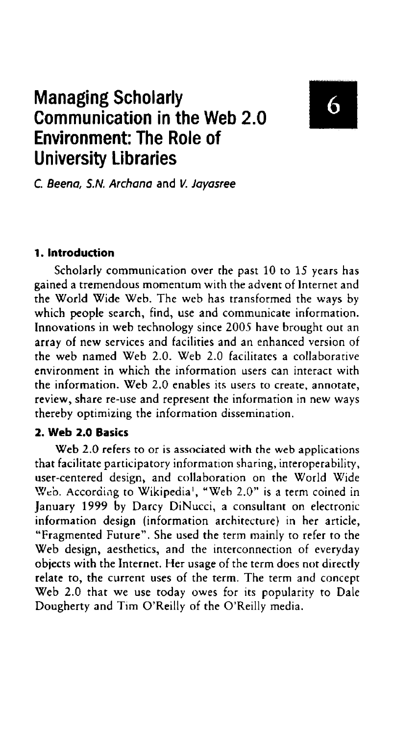# Managing Scholarly Communication in the Web 2.0 Environment: The Role of University Libraries

6

*C. Beena, S.N. Archana* and *V. Jayasree*

## 1. Introduction

Scholarly communication over the past 10 to 15 years has gained a tremendous momentum with the advent of Internet and the World Wide Web. The web has transformed the ways by which people search, find, use and communicate information. Innovations in web technology since 2005 have brought out an array of new services and facilities and an enhanced version of the web named Web 2.0. Web 2.0 facilitates a collaborative environment in which the information users can interact with the information. Web 2.0 enables its users to create, annotate, review, share re-use and represent the information in new ways thereby optimizing the information dissemination.

## 2. Web 2.0 Basics

Web 2.0 refers to or is associated with the web applications that facilitate participatory information sharing, interoperability, user-centered design, and collaboration on the World Wide Web. According to Wikipedia[1], "Web 2.0" is a term coined in January 1999 by Darcy DiNucci, a consultant on electronic information design (information architecture) in her article, "Fragmented Future". She used the term mainly to refer to the Web design, aesthetics, and the interconnection of everyday objects with the Internet. Her usage of the term does not directly relate to, the current uses of the term. The term and concept Web 2.0 that we use today owes for its popularity to Dale Dougherty and Tim O'Reilly of the O'Reilly media.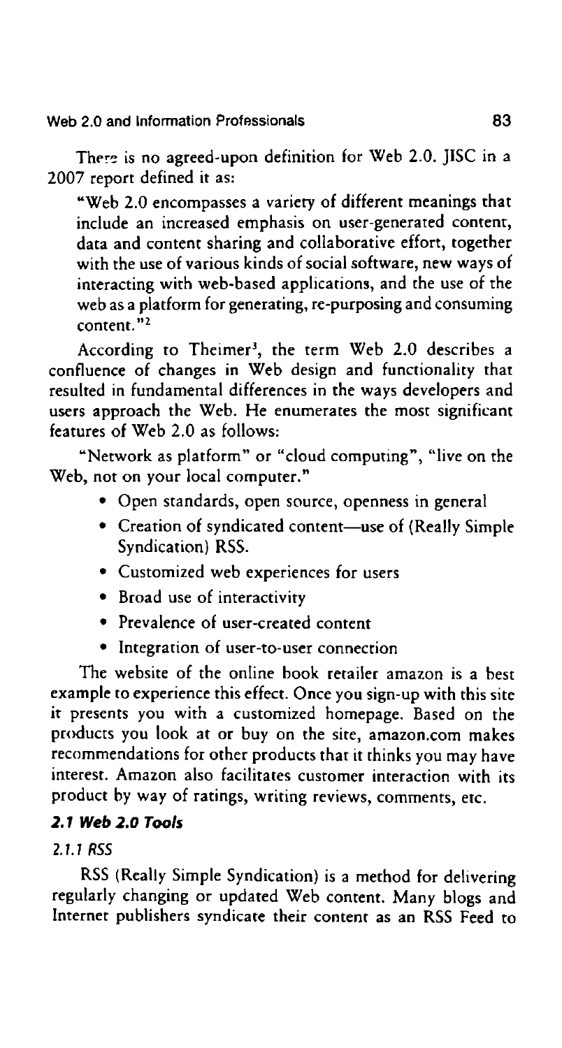There is no agreed-upon definition for Web 2.0. JISC in a 2007 report defined it as:

"Web 2.0 encompasses a variety of different meanings that include an increased emphasis on user-generated content, data and content sharing and collaborative effort, together with the use of various kinds of social software, new ways of interacting with web-based applications, and the use of the web as a platform for generating, re-purposing and consuming content."[2]

According to Theimer[3], the term Web 2.0 describes a confluence of changes in Web design and functionality that resulted in fundamental differences in the ways developers and users approach the Web. He enumerates the most significant features of Web 2.0 as follows:

"Network as platform" or "cloud computing", "live on the Web, not on your local computer."

- Open standards, open source, openness in general
- Creation of syndicated content—use of (Really Simple Syndication) RSS.
- Customized web experiences for users
- Broad use of interactivity
- Prevalence of user-created content
- Integration of user-to-user connection

The website of the online book retailer amazon is a best example to experience this effect. Once you sign-up with this site it presents you with a customized homepage. Based on the products you look at or buy on the site, amazon.com makes recommendations for other products that it thinks you may have interest. Amazon also facilitates customer interaction with its product by way of ratings, writing reviews, comments, etc.

### *2.1 Web 2.0 Tools*

#### *2.1.1 RSS*

RSS (Really Simple Syndication) is a method for delivering regularly changing or updated Web content. Many blogs and Internet publishers syndicate their content as an RSS Feed to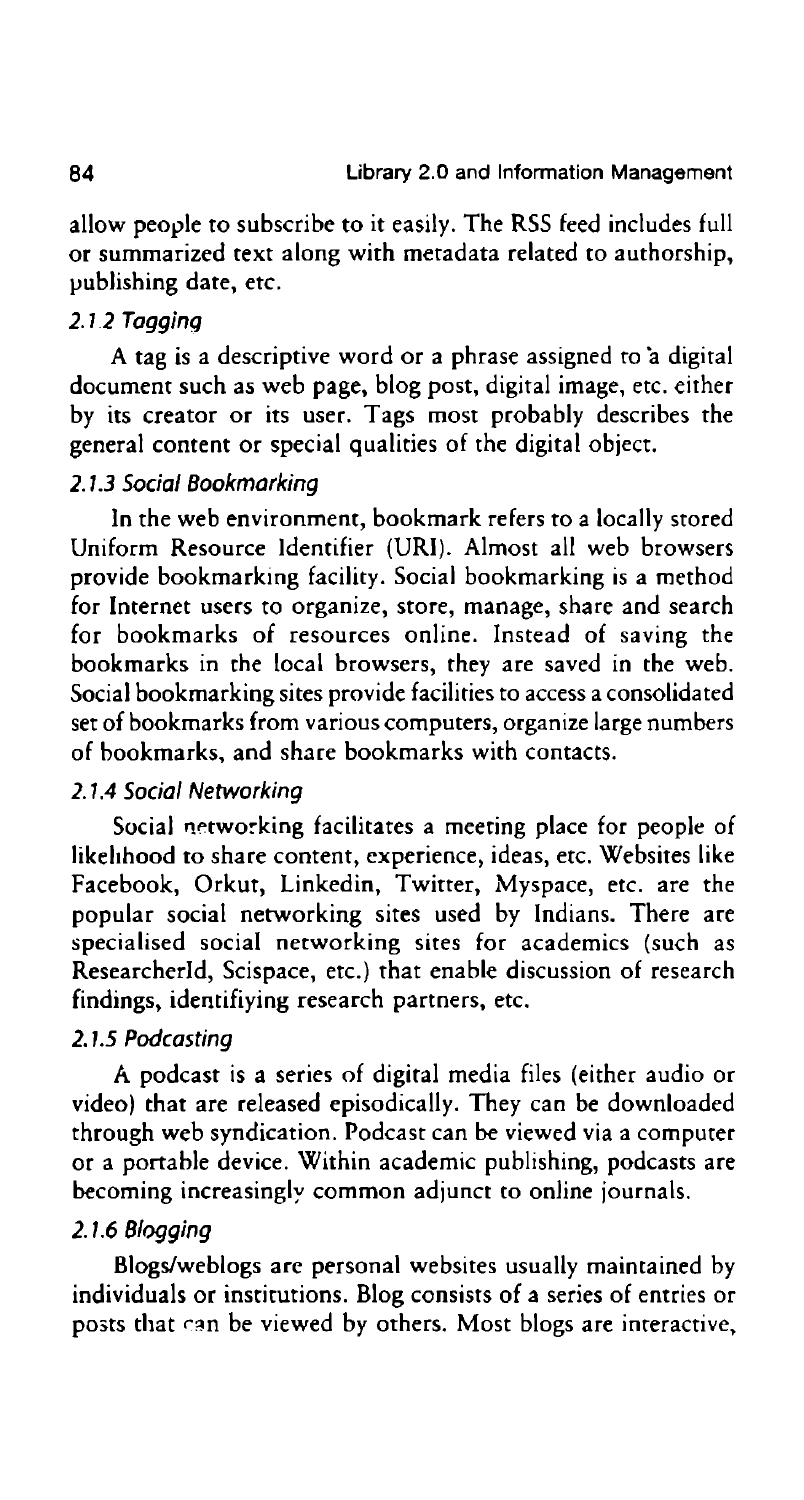allow people to subscribe to it easily. The RSS feed includes full or summarized text along with metadata related to authorship, publishing date, etc.

### *2.1.2 Tagging*

A tag is a descriptive word or a phrase assigned to a digital document such as web page, blog post, digital image, etc. either by its creator or its user. Tags most probably describes the general content or special qualities of the digital object.

### *2.1.3 Social Bookmarking*

In the web environment, bookmark refers to a locally stored Uniform Resource Identifier (URI). Almost all web browsers provide bookmarking facility. Social bookmarking is a method for Internet users to organize, store, manage, share and search for bookmarks of resources online. Instead of saving the bookmarks in the local browsers, they are saved in the web. Social bookmarking sites provide facilities to access a consolidated set of bookmarks from various computers, organize large numbers of bookmarks, and share bookmarks with contacts.

### *2.1.4 Social Networking*

Social networking facilitates a meeting place for people of likelihood to share content, experience, ideas, etc. Websites like Facebook, Orkut, Linkedin, Twitter, Myspace, etc. are the popular social networking sites used by Indians. There are specialised social networking sites for academics (such as ResearcherId, Scispace, etc.) that enable discussion of research findings, identifiying research partners, etc.

### *2.1.5 Podcasting*

A podcast is a series of digital media files (either audio or video) that are released episodically. They can be downloaded through web syndication. Podcast can be viewed via a computer or a portable device. Within academic publishing, podcasts are becoming increasingly common adjunct to online journals.

### *2.1.6 Blogging*

Blogs/weblogs are personal websites usually maintained by individuals or institutions. Blog consists of a series of entries or posts that can be viewed by others. Most blogs are interactive,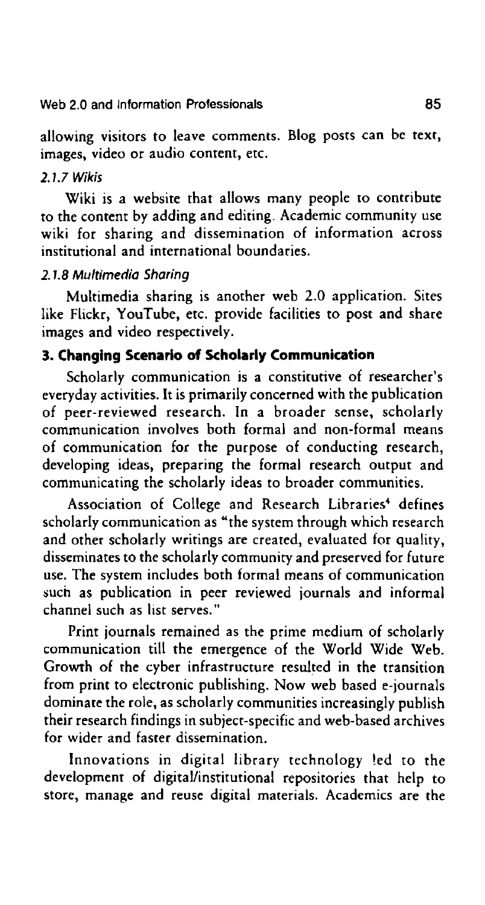allowing visitors to leave comments. Blog posts can be text, images, video or audio content, etc.

#### *2.1.7 Wikis*

Wiki is a website that allows many people to contribute to the content by adding and editing. Academic community use wiki for sharing and dissemination of information across institutional and international boundaries.

#### *2.1.8 Multimedia Sharing*

Multimedia sharing is another web 2.0 application. Sites like Flickr, YouTube, etc. provide facilities to post and share images and video respectively.

## 3. Changing Scenario of Scholarly Communication

Scholarly communication is a constitutive of researcher's everyday activities. It is primarily concerned with the publication of peer-reviewed research. In a broader sense, scholarly communication involves both formal and non-formal means of communication for the purpose of conducting research, developing ideas, preparing the formal research output and communicating the scholarly ideas to broader communities.

Association of College and Research Libraries[4] defines scholarly communication as "the system through which research and other scholarly writings are created, evaluated for quality, disseminates to the scholarly community and preserved for future use. The system includes both formal means of communication such as publication in peer reviewed journals and informal channel such as list serves."

Print journals remained as the prime medium of scholarly communication till the emergence of the World Wide Web. Growth of the cyber infrastructure resulted in the transition from print to electronic publishing. Now web based e-journals dominate the role, as scholarly communities increasingly publish their research findings in subject-specific and web-based archives for wider and faster dissemination.

Innovations in digital library technology led to the development of digital/institutional repositories that help to store, manage and reuse digital materials. Academics are the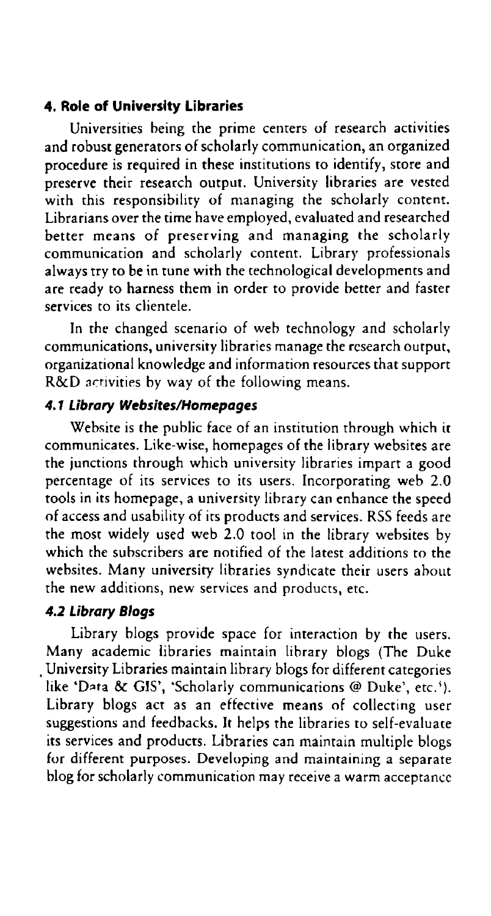## 4. Role of University Libraries

Universities being the prime centers of research activities and robust generators of scholarly communication, an organized procedure is required in these institutions to identify, store and preserve their research output. University libraries are vested with this responsibility of managing the scholarly content. Librarians over the time have employed, evaluated and researched better means of preserving and managing the scholarly communication and scholarly content. Library professionals always try to be in tune with the technological developments and are ready to harness them in order to provide better and faster services to its clientele.

In the changed scenario of web technology and scholarly communications, university libraries manage the research output, organizational knowledge and information resources that support R&D activities by way of the following means.

### *4.1 Library Websites/Homepages*

Website is the public face of an institution through which it communicates. Like-wise, homepages of the library websites are the junctions through which university libraries impart a good percentage of its services to its users. Incorporating web 2.0 tools in its homepage, a university library can enhance the speed of access and usability of its products and services. RSS feeds are the most widely used web 2.0 tool in the library websites by which the subscribers are notified of the latest additions to the websites. Many university libraries syndicate their users about the new additions, new services and products, etc.

### *4.2 Library Blogs*

Library blogs provide space for interaction by the users. Many academic libraries maintain library blogs (The Duke University Libraries maintain library blogs for different categories like 'Data & GIS', 'Scholarly communications @ Duke', etc.[5]). Library blogs act as an effective means of collecting user suggestions and feedbacks. It helps the libraries to self-evaluate its services and products. Libraries can maintain multiple blogs for different purposes. Developing and maintaining a separate blog for scholarly communication may receive a warm acceptance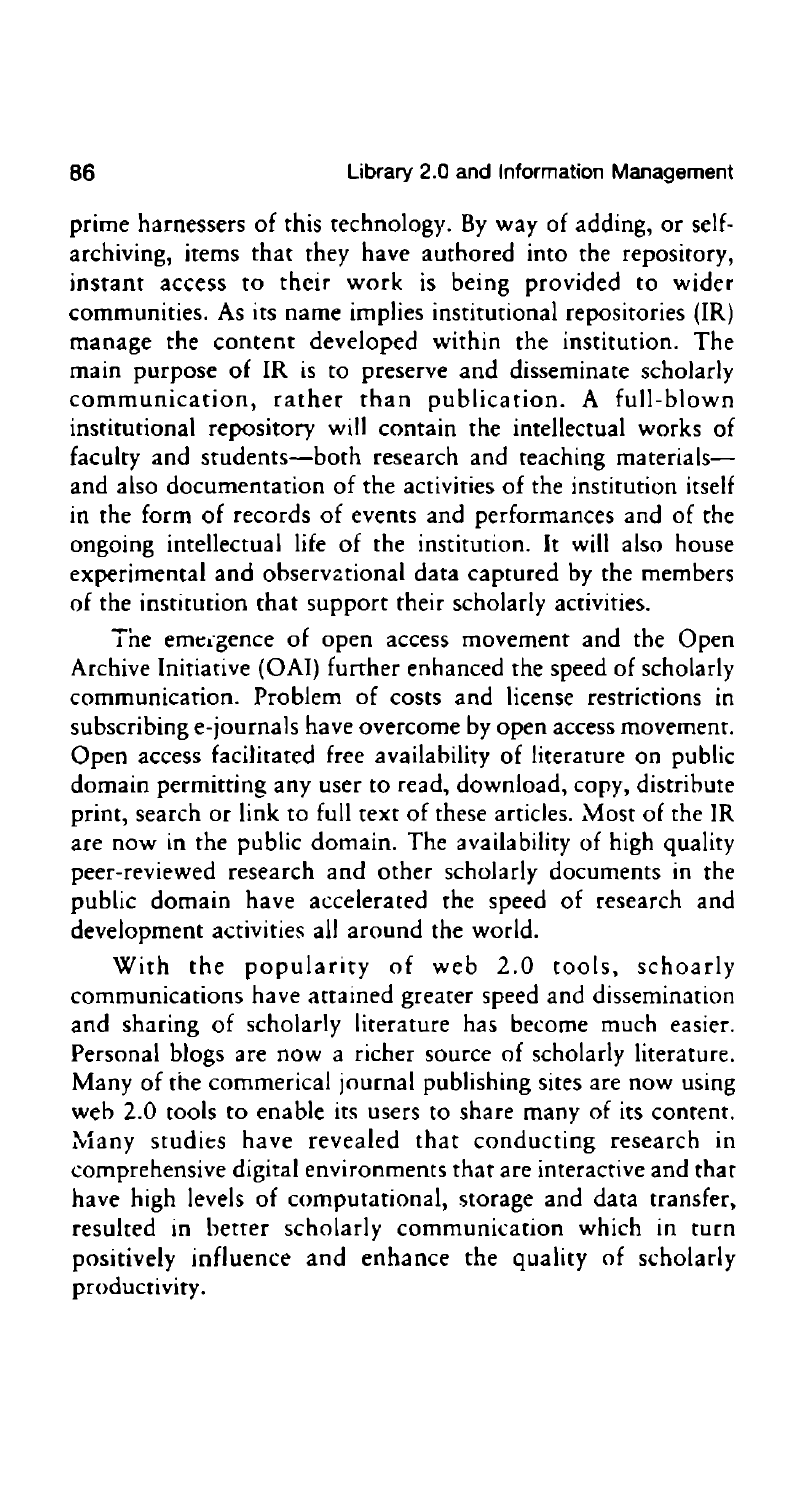prime harnessers of this technology. By way of adding, or self-archiving, items that they have authored into the repository, instant access to their work is being provided to wider communities. As its name implies institutional repositories (IR) manage the content developed within the institution. The main purpose of IR is to preserve and disseminate scholarly communication, rather than publication. A full-blown institutional repository will contain the intellectual works of faculty and students—both research and teaching materials—and also documentation of the activities of the institution itself in the form of records of events and performances and of the ongoing intellectual life of the institution. It will also house experimental and observational data captured by the members of the institution that support their scholarly activities.

The emergence of open access movement and the Open Archive Initiative (OAI) further enhanced the speed of scholarly communication. Problem of costs and license restrictions in subscribing e-journals have overcome by open access movement. Open access facilitated free availability of literature on public domain permitting any user to read, download, copy, distribute print, search or link to full text of these articles. Most of the IR are now in the public domain. The availability of high quality peer-reviewed research and other scholarly documents in the public domain have accelerated the speed of research and development activities all around the world.

With the popularity of web 2.0 tools, schoarly communications have attained greater speed and dissemination and sharing of scholarly literature has become much easier. Personal blogs are now a richer source of scholarly literature. Many of the commerical journal publishing sites are now using web 2.0 tools to enable its users to share many of its content. Many studies have revealed that conducting research in comprehensive digital environments that are interactive and that have high levels of computational, storage and data transfer, resulted in better scholarly communication which in turn positively influence and enhance the quality of scholarly productivity.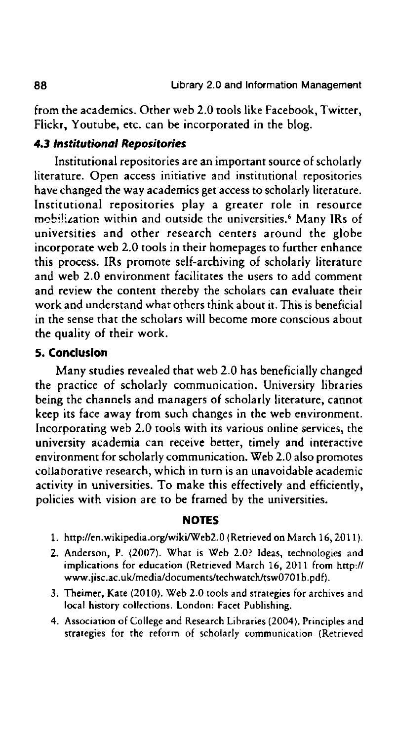from the academics. Other web 2.0 tools like Facebook, Twitter, Flickr, Youtube, etc. can be incorporated in the blog.

### *4.3 Institutional Repositories*

Institutional repositories are an important source of scholarly literature. Open access initiative and institutional repositories have changed the way academics get access to scholarly literature. Institutional repositories play a greater role in resource mobilization within and outside the universities.[6] Many IRs of universities and other research centers around the globe incorporate web 2.0 tools in their homepages to further enhance this process. IRs promote self-archiving of scholarly literature and web 2.0 environment facilitates the users to add comment and review the content thereby the scholars can evaluate their work and understand what others think about it. This is beneficial in the sense that the scholars will become more conscious about the quality of their work.

## 5. Conclusion

Many studies revealed that web 2.0 has beneficially changed the practice of scholarly communication. University libraries being the channels and managers of scholarly literature, cannot keep its face away from such changes in the web environment. Incorporating web 2.0 tools with its various online services, the university academia can receive better, timely and interactive environment for scholarly communication. Web 2.0 also promotes collaborative research, which in turn is an unavoidable academic activity in universities. To make this effectively and efficiently, policies with vision are to be framed by the universities.

## NOTES

1. http://en.wikipedia.org/wiki/Web2.0 (Retrieved on March 16, 2011).
2. Anderson, P. (2007). What is Web 2.0? Ideas, technologies and implications for education (Retrieved March 16, 2011 from http://www.jisc.ac.uk/media/documents/techwatch/tsw0701b.pdf).
3. Theimer, Kate (2010). Web 2.0 tools and strategies for archives and local history collections. London: Facet Publishing.
4. Association of College and Research Libraries (2004). Principles and strategies for the reform of scholarly communication (Retrieved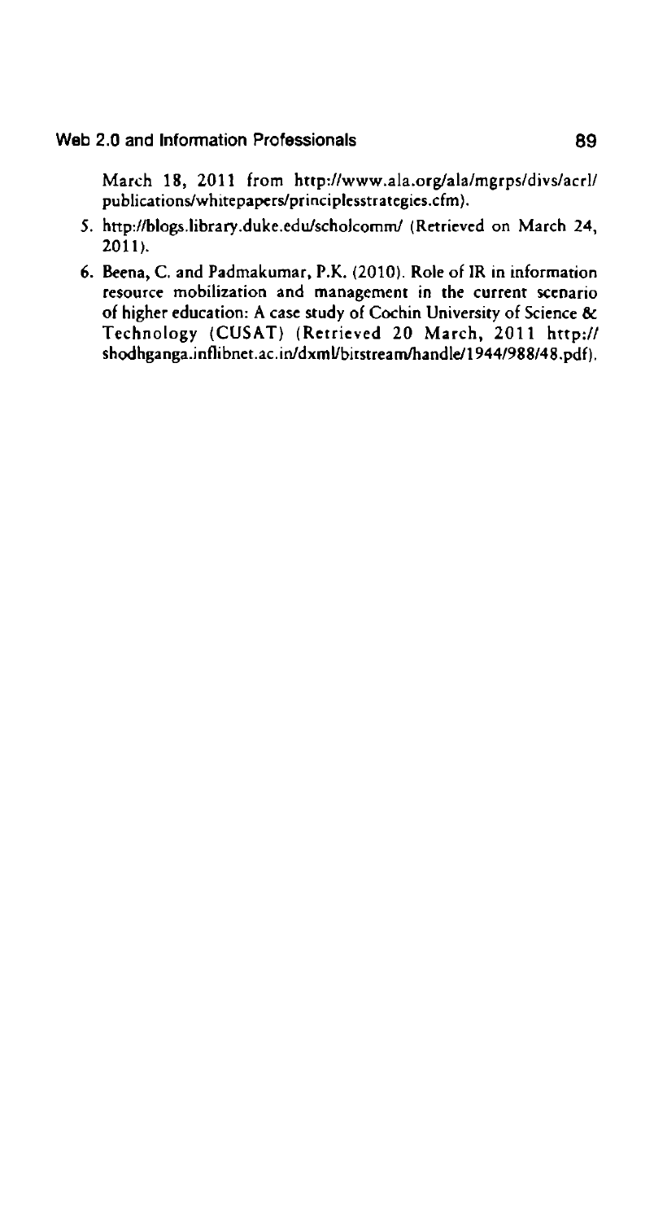March 18, 2011 from http://www.ala.org/ala/mgrps/divs/acrl/publications/whitepapers/principlesstrategies.cfm).

5. http://blogs.library.duke.edu/scholcomm/ (Retrieved on March 24, 2011).
6. Beena, C. and Padmakumar, P.K. (2010). Role of IR in information resource mobilization and management in the current scenario of higher education: A case study of Cochin University of Science & Technology (CUSAT) (Retrieved 20 March, 2011 http://shodhganga.inflibnet.ac.in/dxml/bitstream/handle/1944/988/48.pdf).